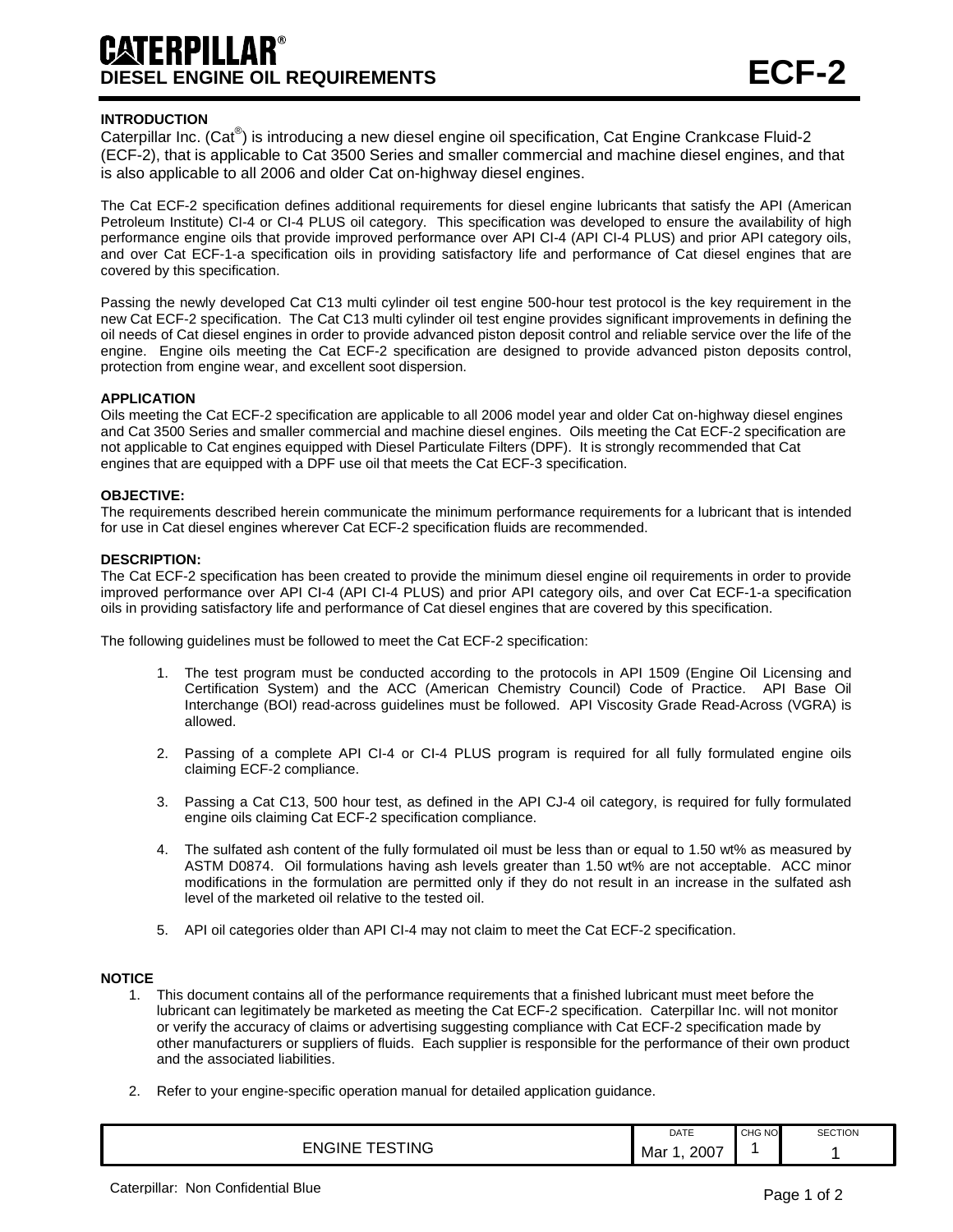# CATERPILLAR®

## DIESEL ENGINE OIL REQUIREMENTS — ECF-2

### INTRODUCTION

Caterpillar Inc. (Cat®) is introducing a new diesel engine oil specification, Cat Engine Crankcase Fluid-2 (ECF-2), that is applicable to Cat 3500 Series and smaller commercial and machine diesel engines, and that is also applicable to all 2006 and older Cat on-highway diesel engines.

The Cat ECF-2 specification defines additional requirements for diesel engine lubricants that satisfy the API (American Petroleum Institute) CI-4 or CI-4 PLUS oil category. This specification was developed to ensure the availability of high performance engine oils that provide improved performance over API CI-4 (API CI-4 PLUS) and prior API category oils, and over Cat ECF-1-a specification oils in providing satisfactory life and performance of Cat diesel engines that are covered by this specification.

Passing the newly developed Cat C13 multi cylinder oil test engine 500-hour test protocol is the key requirement in the new Cat ECF-2 specification. The Cat C13 multi cylinder oil test engine provides significant improvements in defining the oil needs of Cat diesel engines in order to provide advanced piston deposit control and reliable service over the life of the engine. Engine oils meeting the Cat ECF-2 specification are designed to provide advanced piston deposits control, protection from engine wear, and excellent soot dispersion.

### APPLICATION

Oils meeting the Cat ECF-2 specification are applicable to all 2006 model year and older Cat on-highway diesel engines and Cat 3500 Series and smaller commercial and machine diesel engines. Oils meeting the Cat ECF-2 specification are not applicable to Cat engines equipped with Diesel Particulate Filters (DPF). It is strongly recommended that Cat engines that are equipped with a DPF use oil that meets the Cat ECF-3 specification.

### OBJECTIVE:

The requirements described herein communicate the minimum performance requirements for a lubricant that is intended for use in Cat diesel engines wherever Cat ECF-2 specification fluids are recommended.

### DESCRIPTION:

The Cat ECF-2 specification has been created to provide the minimum diesel engine oil requirements in order to provide improved performance over API CI-4 (API CI-4 PLUS) and prior API category oils, and over Cat ECF-1-a specification oils in providing satisfactory life and performance of Cat diesel engines that are covered by this specification.

The following guidelines must be followed to meet the Cat ECF-2 specification:

1. The test program must be conducted according to the protocols in API 1509 (Engine Oil Licensing and Certification System) and the ACC (American Chemistry Council) Code of Practice. API Base Oil Interchange (BOI) read-across guidelines must be followed. API Viscosity Grade Read-Across (VGRA) is allowed.

2. Passing of a complete API CI-4 or CI-4 PLUS program is required for all fully formulated engine oils claiming ECF-2 compliance.

3. Passing a Cat C13, 500 hour test, as defined in the API CJ-4 oil category, is required for fully formulated engine oils claiming Cat ECF-2 specification compliance.

4. The sulfated ash content of the fully formulated oil must be less than or equal to 1.50 wt% as measured by ASTM D0874. Oil formulations having ash levels greater than 1.50 wt% are not acceptable. ACC minor modifications in the formulation are permitted only if they do not result in an increase in the sulfated ash level of the marketed oil relative to the tested oil.

5. API oil categories older than API CI-4 may not claim to meet the Cat ECF-2 specification.

### NOTICE

1. This document contains all of the performance requirements that a finished lubricant must meet before the lubricant can legitimately be marketed as meeting the Cat ECF-2 specification. Caterpillar Inc. will not monitor or verify the accuracy of claims or advertising suggesting compliance with Cat ECF-2 specification made by other manufacturers or suppliers of fluids. Each supplier is responsible for the performance of their own product and the associated liabilities.

2. Refer to your engine-specific operation manual for detailed application guidance.

| | DATE | CHG NO | SECTION |
|---|---|---|---|
| ENGINE TESTING | Mar 1, 2007 | 1 | 1 |

Caterpillar: Non Confidential Blue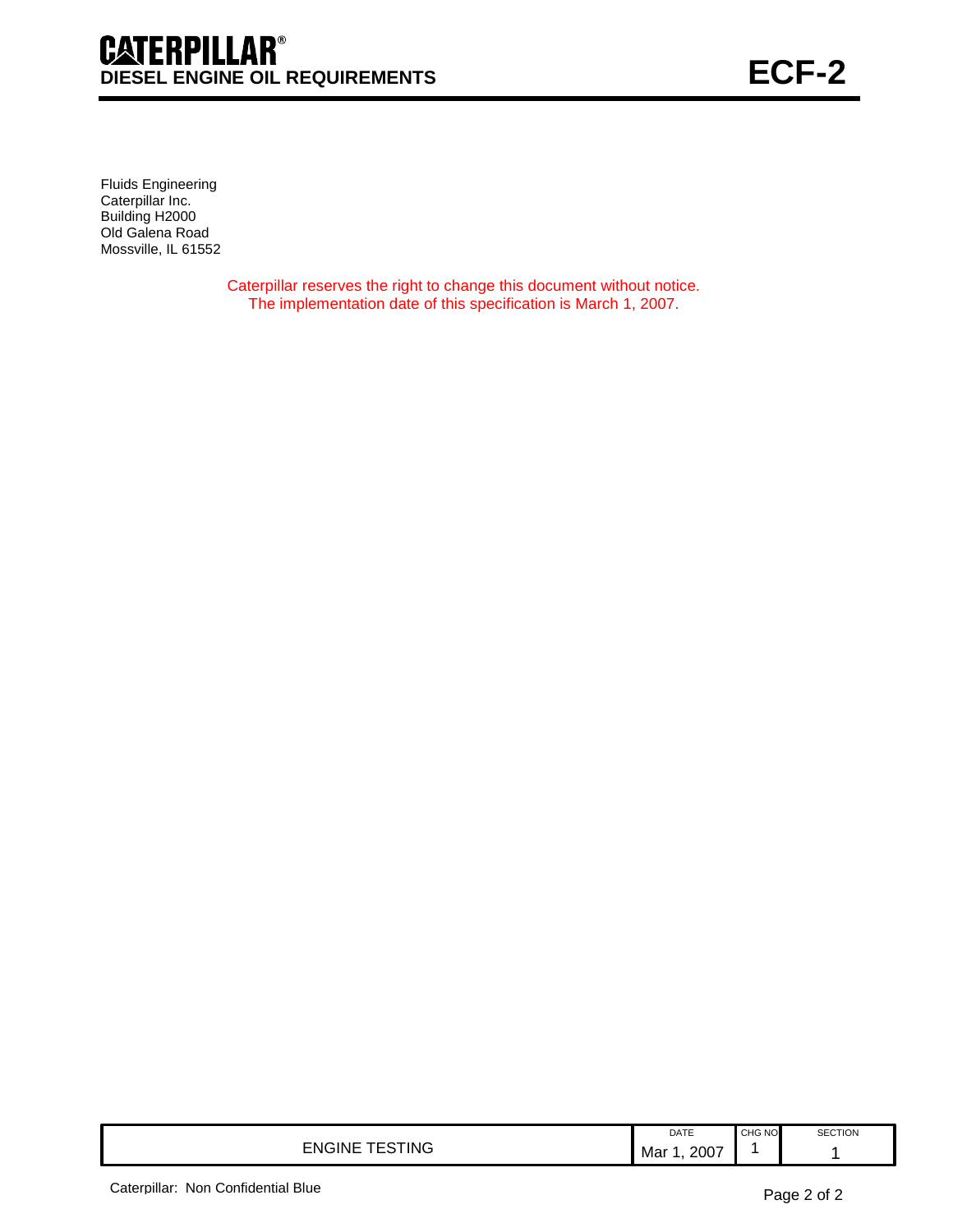Fluids Engineering
Caterpillar Inc.
Building H2000
Old Galena Road
Mossville, IL 61552

Caterpillar reserves the right to change this document without notice.
The implementation date of this specification is March 1, 2007.